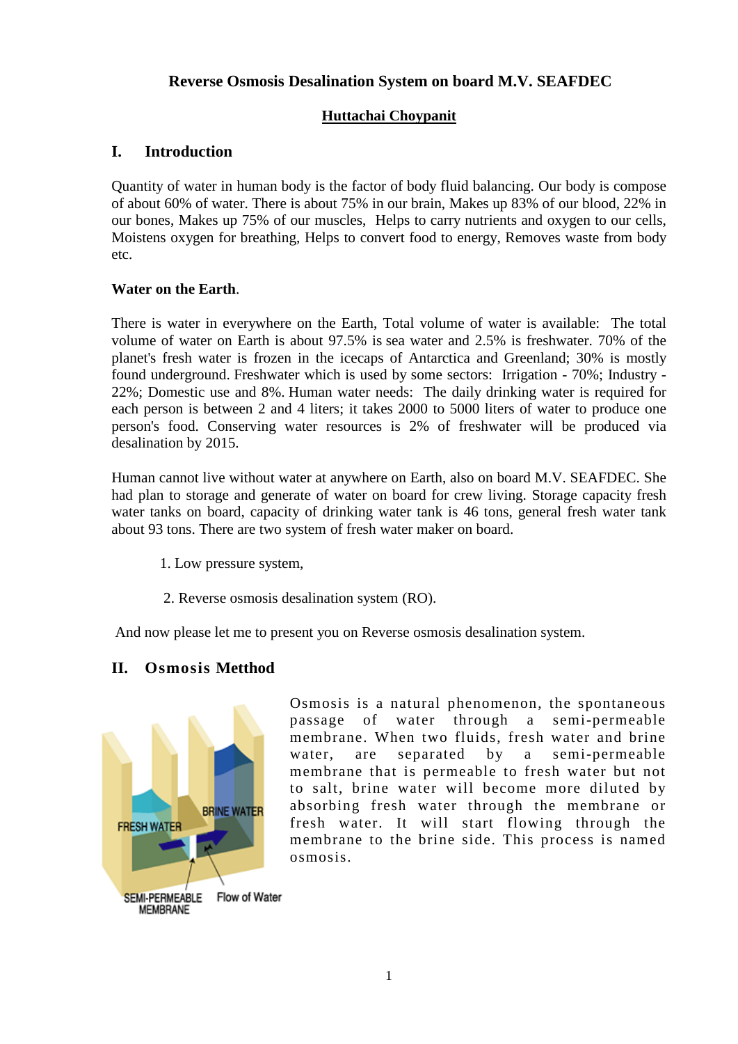# Reverse Osmosis Desalination System on board M.V. SEAFDEC

<u>**Huttachai Choypanit**</u>

## I. Introduction

Quantity of water in human body is the factor of body fluid balancing. Our body is compose of about 60% of water. There is about 75% in our brain, Makes up 83% of our blood, 22% in our bones, Makes up 75% of our muscles, Helps to carry nutrients and oxygen to our cells, Moistens oxygen for breathing, Helps to convert food to energy, Removes waste from body etc.

**Water on the Earth**.

There is water in everywhere on the Earth, Total volume of water is available: The total volume of water on Earth is about 97.5% is sea water and 2.5% is freshwater. 70% of the planet's fresh water is frozen in the icecaps of Antarctica and Greenland; 30% is mostly found underground. Freshwater which is used by some sectors: Irrigation - 70%; Industry - 22%; Domestic use and 8%. Human water needs: The daily drinking water is required for each person is between 2 and 4 liters; it takes 2000 to 5000 liters of water to produce one person's food. Conserving water resources is 2% of freshwater will be produced via desalination by 2015.

Human cannot live without water at anywhere on Earth, also on board M.V. SEAFDEC. She had plan to storage and generate of water on board for crew living. Storage capacity fresh water tanks on board, capacity of drinking water tank is 46 tons, general fresh water tank about 93 tons. There are two system of fresh water maker on board.

1. Low pressure system,
2. Reverse osmosis desalination system (RO).

And now please let me to present you on Reverse osmosis desalination system.

## II. Osmosis Metthod

Osmosis is a natural phenomenon, the spontaneous passage of water through a semi-permeable membrane. When two fluids, fresh water and brine water, are separated by a semi-permeable membrane that is permeable to fresh water but not to salt, brine water will become more diluted by absorbing fresh water through the membrane or fresh water. It will start flowing through the membrane to the brine side. This process is named osmosis.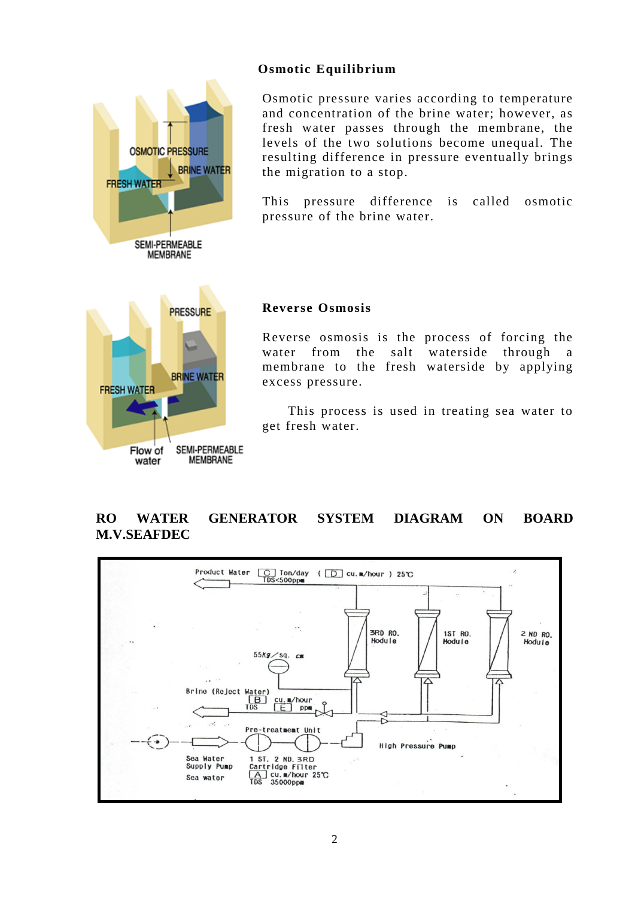### Osmotic Equilibrium

Osmotic pressure varies according to temperature and concentration of the brine water; however, as fresh water passes through the membrane, the levels of the two solutions become unequal. The resulting difference in pressure eventually brings the migration to a stop.

This pressure difference is called osmotic pressure of the brine water.

### Reverse Osmosis

Reverse osmosis is the process of forcing the water from the salt waterside through a membrane to the fresh waterside by applying excess pressure.

This process is used in treating sea water to get fresh water.

## RO WATER GENERATOR SYSTEM DIAGRAM ON BOARD M.V.SEAFDEC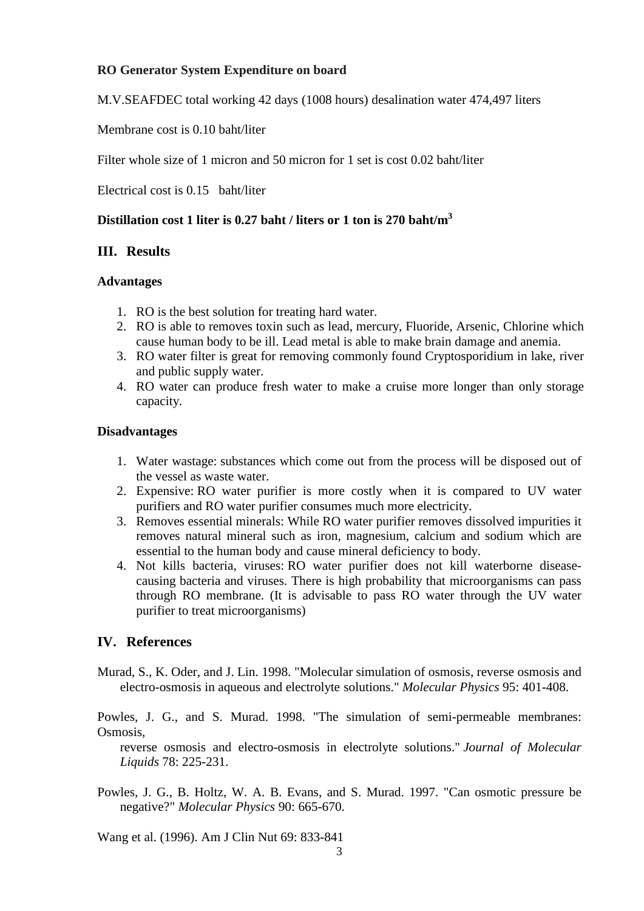**RO Generator System Expenditure on board**

M.V.SEAFDEC total working 42 days (1008 hours) desalination water 474,497 liters

Membrane cost is 0.10 baht/liter

Filter whole size of 1 micron and 50 micron for 1 set is cost 0.02 baht/liter

Electrical cost is 0.15 baht/liter

**Distillation cost 1 liter is 0.27 baht / liters or 1 ton is 270 baht/m$^3$**

## III. Results

**Advantages**

1. RO is the best solution for treating hard water.
2. RO is able to removes toxin such as lead, mercury, Fluoride, Arsenic, Chlorine which cause human body to be ill. Lead metal is able to make brain damage and anemia.
3. RO water filter is great for removing commonly found Cryptosporidium in lake, river and public supply water.
4. RO water can produce fresh water to make a cruise more longer than only storage capacity.

**Disadvantages**

1. Water wastage: substances which come out from the process will be disposed out of the vessel as waste water.
2. Expensive: RO water purifier is more costly when it is compared to UV water purifiers and RO water purifier consumes much more electricity.
3. Removes essential minerals: While RO water purifier removes dissolved impurities it removes natural mineral such as iron, magnesium, calcium and sodium which are essential to the human body and cause mineral deficiency to body.
4. Not kills bacteria, viruses: RO water purifier does not kill waterborne disease-causing bacteria and viruses. There is high probability that microorganisms can pass through RO membrane. (It is advisable to pass RO water through the UV water purifier to treat microorganisms)

## IV. References

Murad, S., K. Oder, and J. Lin. 1998. "Molecular simulation of osmosis, reverse osmosis and electro-osmosis in aqueous and electrolyte solutions." *Molecular Physics* 95: 401-408.

Powles, J. G., and S. Murad. 1998. "The simulation of semi-permeable membranes: Osmosis, reverse osmosis and electro-osmosis in electrolyte solutions." *Journal of Molecular Liquids* 78: 225-231.

Powles, J. G., B. Holtz, W. A. B. Evans, and S. Murad. 1997. "Can osmotic pressure be negative?" *Molecular Physics* 90: 665-670.

Wang et al. (1996). Am J Clin Nut 69: 833-841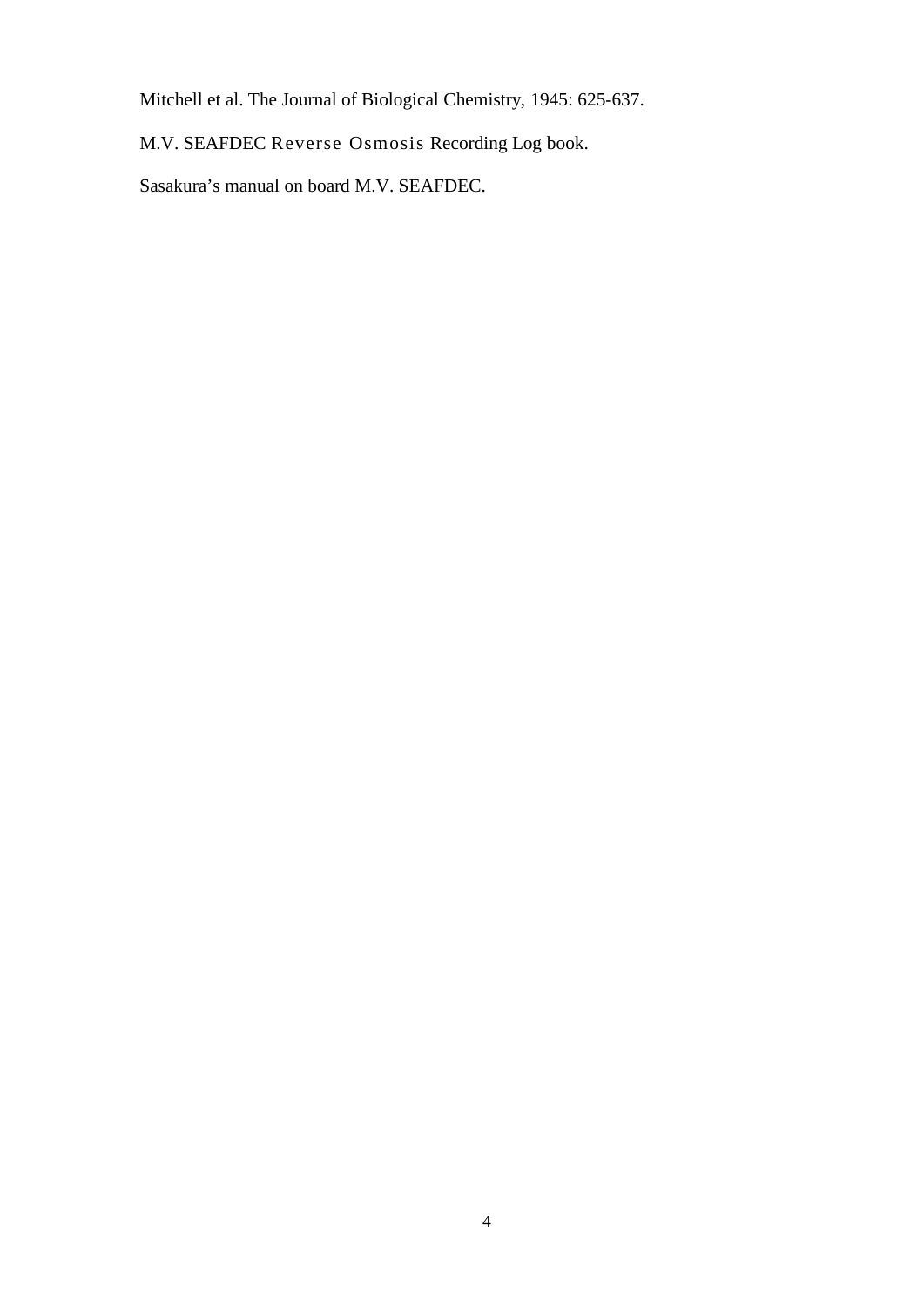Mitchell et al. The Journal of Biological Chemistry, 1945: 625-637.

M.V. SEAFDEC Reverse Osmosis Recording Log book.

Sasakura's manual on board M.V. SEAFDEC.